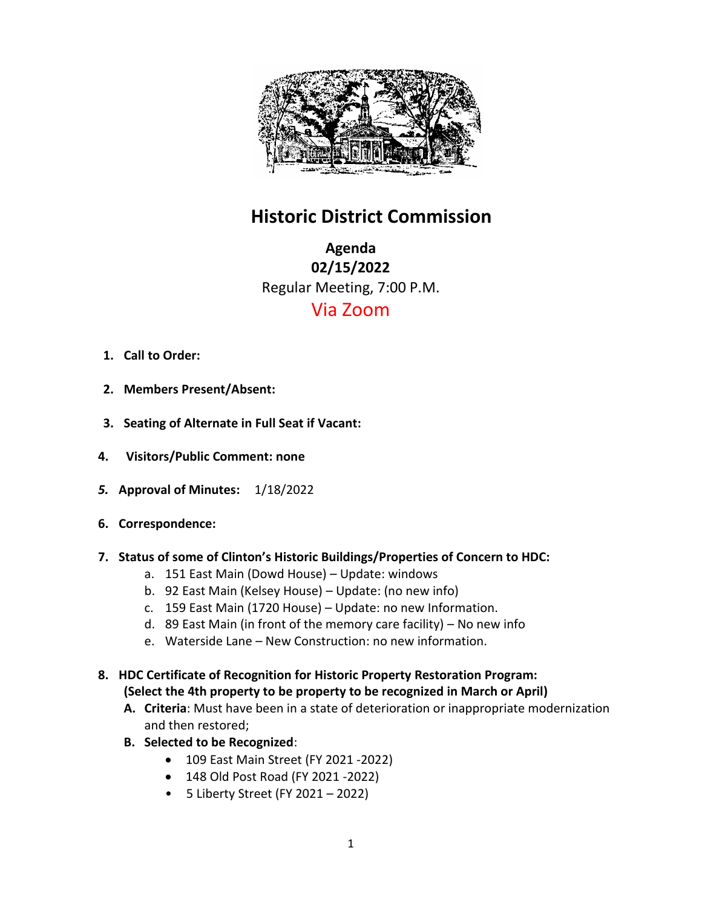# Historic District Commission

**Agenda**
**02/15/2022**
Regular Meeting, 7:00 P.M.
Via Zoom

1. **Call to Order:**
2. **Members Present/Absent:**
3. **Seating of Alternate in Full Seat if Vacant:**
4. **Visitors/Public Comment: none**
5. **Approval of Minutes:** 1/18/2022
6. **Correspondence:**
7. **Status of some of Clinton's Historic Buildings/Properties of Concern to HDC:**
   a. 151 East Main (Dowd House) – Update: windows
   b. 92 East Main (Kelsey House) – Update: (no new info)
   c. 159 East Main (1720 House) – Update: no new Information.
   d. 89 East Main (in front of the memory care facility) – No new info
   e. Waterside Lane – New Construction: no new information.
8. **HDC Certificate of Recognition for Historic Property Restoration Program: (Select the 4th property to be property to be recognized in March or April)**
   A. **Criteria**: Must have been in a state of deterioration or inappropriate modernization and then restored;
   B. **Selected to be Recognized**:
      - 109 East Main Street (FY 2021 -2022)
      - 148 Old Post Road (FY 2021 -2022)
      - 5 Liberty Street (FY 2021 – 2022)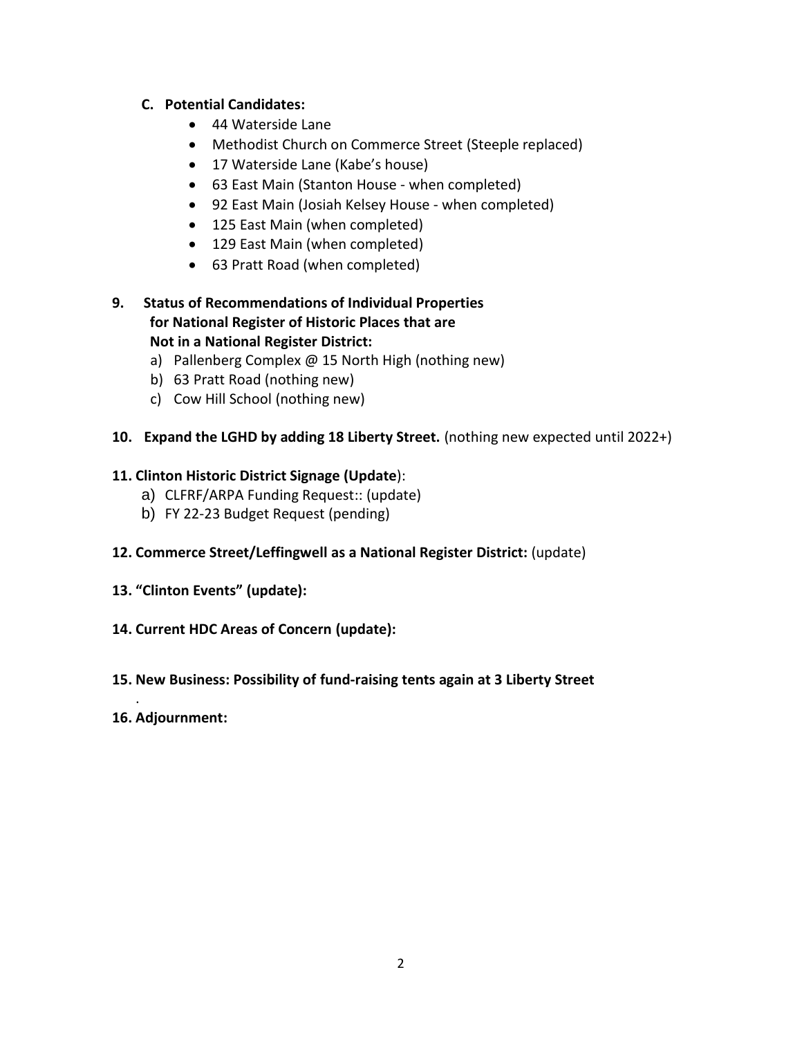**C. Potential Candidates:**

- 44 Waterside Lane
- Methodist Church on Commerce Street (Steeple replaced)
- 17 Waterside Lane (Kabe's house)
- 63 East Main (Stanton House - when completed)
- 92 East Main (Josiah Kelsey House - when completed)
- 125 East Main (when completed)
- 129 East Main (when completed)
- 63 Pratt Road (when completed)

**9. Status of Recommendations of Individual Properties for National Register of Historic Places that are Not in a National Register District:**

a) Pallenberg Complex @ 15 North High (nothing new)
b) 63 Pratt Road (nothing new)
c) Cow Hill School (nothing new)

**10. Expand the LGHD by adding 18 Liberty Street.** (nothing new expected until 2022+)

**11. Clinton Historic District Signage (Update**):

a) CLFRF/ARPA Funding Request:: (update)
b) FY 22-23 Budget Request (pending)

**12. Commerce Street/Leffingwell as a National Register District:** (update)

**13. "Clinton Events" (update):**

**14. Current HDC Areas of Concern (update):**

**15. New Business: Possibility of fund-raising tents again at 3 Liberty Street**

.

**16. Adjournment:**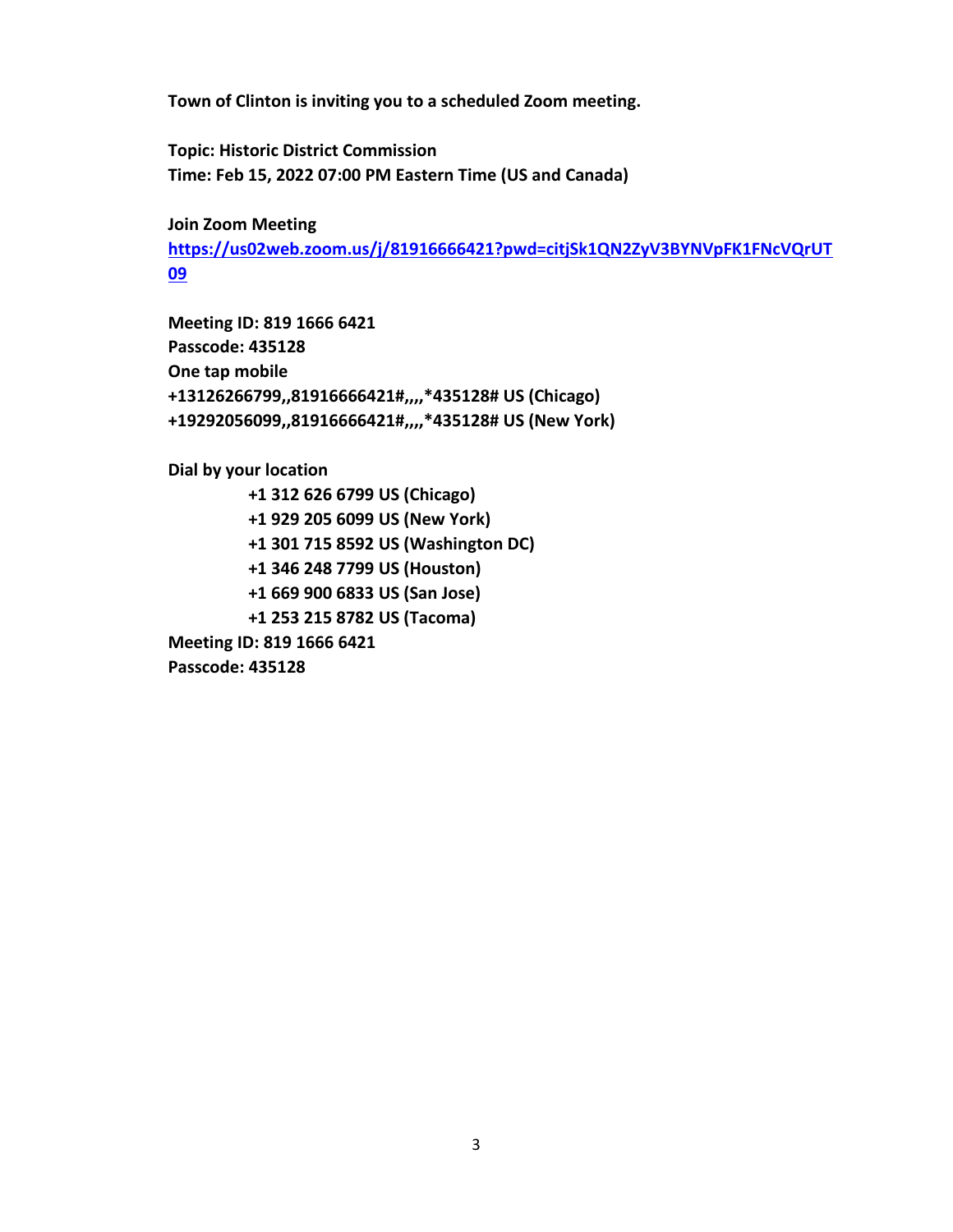**Town of Clinton is inviting you to a scheduled Zoom meeting.**

**Topic: Historic District Commission**
**Time: Feb 15, 2022 07:00 PM Eastern Time (US and Canada)**

**Join Zoom Meeting**
**https://us02web.zoom.us/j/81916666421?pwd=citjSk1QN2ZyV3BYNVpFK1FNcVQrUT09**

**Meeting ID: 819 1666 6421**
**Passcode: 435128**
**One tap mobile**
**+13126266799,,81916666421#,,,,*435128# US (Chicago)**
**+19292056099,,81916666421#,,,,*435128# US (New York)**

**Dial by your location**

**+1 312 626 6799 US (Chicago)**
**+1 929 205 6099 US (New York)**
**+1 301 715 8592 US (Washington DC)**
**+1 346 248 7799 US (Houston)**
**+1 669 900 6833 US (San Jose)**
**+1 253 215 8782 US (Tacoma)**

**Meeting ID: 819 1666 6421**
**Passcode: 435128**